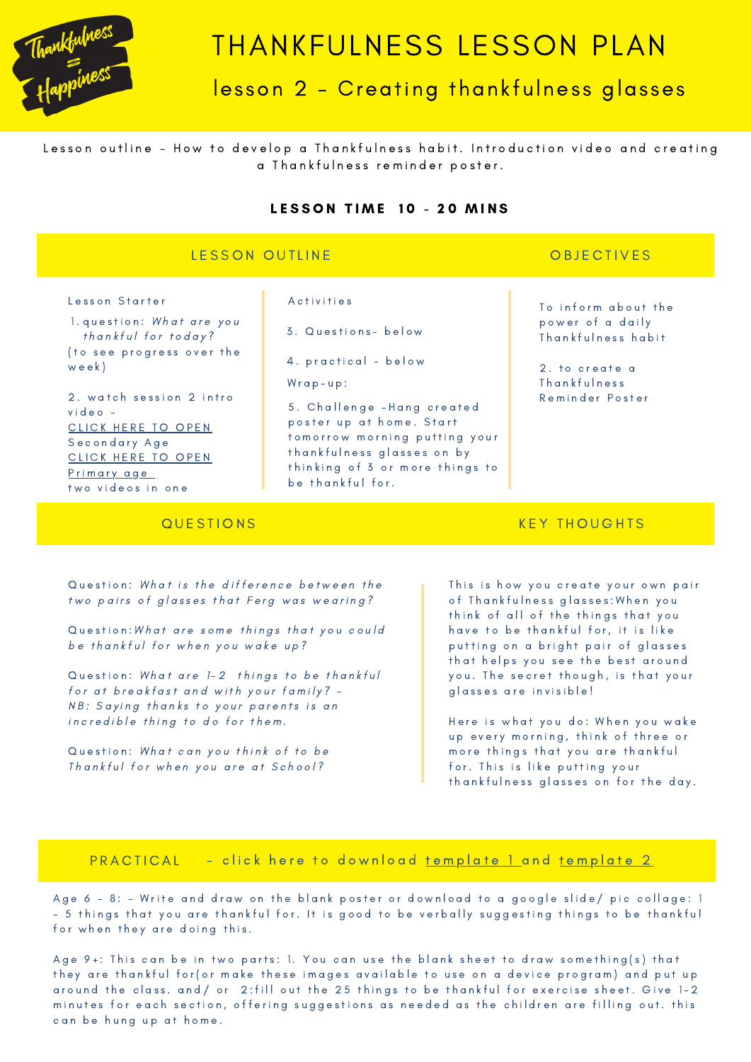Thankfulness = Happiness

# THANKFULNESS LESSON PLAN

## lesson 2 – Creating thankfulness glasses

Lesson outline – How to develop a Thankfulness habit. Introduction video and creating a Thankfulness reminder poster.

**LESSON TIME 10 - 20 MINS**

## LESSON OUTLINE

Lesson Starter

1. question: *What are you thankful for today?* (to see progress over the week)

2. watch session 2 intro video – CLICK HERE TO OPEN Secondary Age CLICK HERE TO OPEN Primary age two videos in one

Activities

3. Questions- below

4. practical - below

Wrap-up:

5. Challenge -Hang created poster up at home. Start tomorrow morning putting your thankfulness glasses on by thinking of 3 or more things to be thankful for.

## OBJECTIVES

To inform about the power of a daily Thankfulness habit

2. to create a Thankfulness Reminder Poster

## QUESTIONS

Question: *What is the difference between the two pairs of glasses that Ferg was wearing?*

Question:*What are some things that you could be thankful for when you wake up?*

Question: *What are 1-2 things to be thankful for at breakfast and with your family? - NB: Saying thanks to your parents is an incredible thing to do for them.*

Question: *What can you think of to be Thankful for when you are at School?*

## KEY THOUGHTS

This is how you create your own pair of Thankfulness glasses:When you think of all of the things that you have to be thankful for, it is like putting on a bright pair of glasses that helps you see the best around you. The secret though, is that your glasses are invisible!

Here is what you do: When you wake up every morning, think of three or more things that you are thankful for. This is like putting your thankfulness glasses on for the day.

## PRACTICAL – click here to download template 1 and template 2

Age 6 - 8: - Write and draw on the blank poster or download to a google slide/ pic collage: 1 - 5 things that you are thankful for. It is good to be verbally suggesting things to be thankful for when they are doing this.

Age 9+: This can be in two parts: 1. You can use the blank sheet to draw something(s) that they are thankful for(or make these images available to use on a device program) and put up around the class. and/ or 2:fill out the 25 things to be thankful for exercise sheet. Give 1-2 minutes for each section, offering suggestions as needed as the children are filling out. this can be hung up at home.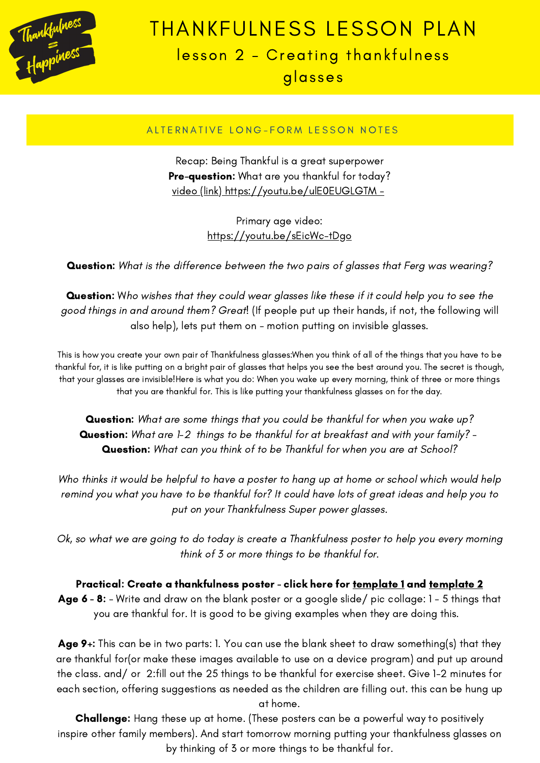# THANKFULNESS LESSON PLAN

## lesson 2 - Creating thankfulness glasses

### ALTERNATIVE LONG-FORM LESSON NOTES

Recap: Being Thankful is a great superpower

**Pre-question:** What are you thankful for today?

video (link) https://youtu.be/ulE0EUGLGTM -

Primary age video:
https://youtu.be/sEicWc-tDgo

**Question:** *What is the difference between the two pairs of glasses that Ferg was wearing?*

**Question:** *Who wishes that they could wear glasses like these if it could help you to see the good things in and around them? Great*! (If people put up their hands, if not, the following will also help), lets put them on - motion putting on invisible glasses.

This is how you create your own pair of Thankfulness glasses:When you think of all of the things that you have to be thankful for, it is like putting on a bright pair of glasses that helps you see the best around you. The secret is though, that your glasses are invisible!Here is what you do: When you wake up every morning, think of three or more things that you are thankful for. This is like putting your thankfulness glasses on for the day.

**Question:** *What are some things that you could be thankful for when you wake up?*
**Question:** *What are 1-2 things to be thankful for at breakfast and with your family? -*
**Question:** *What can you think of to be Thankful for when you are at School?*

*Who thinks it would be helpful to have a poster to hang up at home or school which would help remind you what you have to be thankful for? It could have lots of great ideas and help you to put on your Thankfulness Super power glasses.*

*Ok, so what we are going to do today is create a Thankfulness poster to help you every morning think of 3 or more things to be thankful for.*

**Practical: Create a thankfulness poster - click here for template 1 and template 2**
**Age 6 - 8:** - Write and draw on the blank poster or a google slide/ pic collage: 1 - 5 things that you are thankful for. It is good to be giving examples when they are doing this.

**Age 9+:** This can be in two parts: 1. You can use the blank sheet to draw something(s) that they are thankful for(or make these images available to use on a device program) and put up around the class. and/ or 2:fill out the 25 things to be thankful for exercise sheet. Give 1-2 minutes for each section, offering suggestions as needed as the children are filling out. this can be hung up at home.

**Challenge:** Hang these up at home. (These posters can be a powerful way to positively inspire other family members). And start tomorrow morning putting your thankfulness glasses on by thinking of 3 or more things to be thankful for.